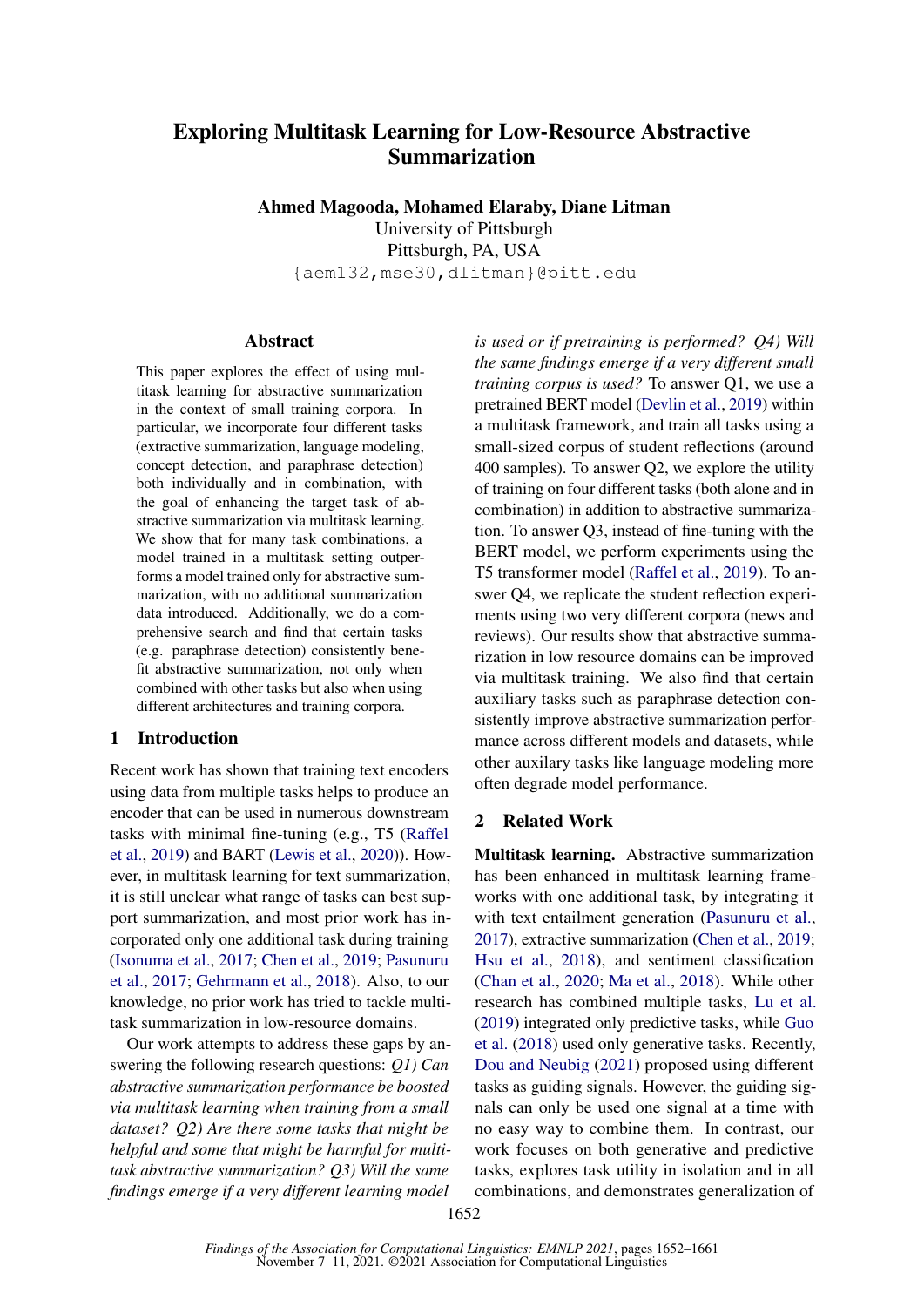# Exploring Multitask Learning for Low-Resource Abstractive Summarization

**Ahmed Magooda, Mohamed Elaraby, Diane Litman**

University of Pittsburgh
Pittsburgh, PA, USA
{aem132,mse30,dlitman}@pitt.edu

## Abstract

This paper explores the effect of using multitask learning for abstractive summarization in the context of small training corpora. In particular, we incorporate four different tasks (extractive summarization, language modeling, concept detection, and paraphrase detection) both individually and in combination, with the goal of enhancing the target task of abstractive summarization via multitask learning. We show that for many task combinations, a model trained in a multitask setting outperforms a model trained only for abstractive summarization, with no additional summarization data introduced. Additionally, we do a comprehensive search and find that certain tasks (e.g. paraphrase detection) consistently benefit abstractive summarization, not only when combined with other tasks but also when using different architectures and training corpora.

## 1 Introduction

Recent work has shown that training text encoders using data from multiple tasks helps to produce an encoder that can be used in numerous downstream tasks with minimal fine-tuning (e.g., T5 (Raffel et al., 2019) and BART (Lewis et al., 2020)). However, in multitask learning for text summarization, it is still unclear what range of tasks can best support summarization, and most prior work has incorporated only one additional task during training (Isonuma et al., 2017; Chen et al., 2019; Pasunuru et al., 2017; Gehrmann et al., 2018). Also, to our knowledge, no prior work has tried to tackle multitask summarization in low-resource domains.

Our work attempts to address these gaps by answering the following research questions: *Q1) Can abstractive summarization performance be boosted via multitask learning when training from a small dataset? Q2) Are there some tasks that might be helpful and some that might be harmful for multitask abstractive summarization? Q3) Will the same findings emerge if a very different learning model is used or if pretraining is performed? Q4) Will the same findings emerge if a very different small training corpus is used?* To answer Q1, we use a pretrained BERT model (Devlin et al., 2019) within a multitask framework, and train all tasks using a small-sized corpus of student reflections (around 400 samples). To answer Q2, we explore the utility of training on four different tasks (both alone and in combination) in addition to abstractive summarization. To answer Q3, instead of fine-tuning with the BERT model, we perform experiments using the T5 transformer model (Raffel et al., 2019). To answer Q4, we replicate the student reflection experiments using two very different corpora (news and reviews). Our results show that abstractive summarization in low resource domains can be improved via multitask training. We also find that certain auxiliary tasks such as paraphrase detection consistently improve abstractive summarization performance across different models and datasets, while other auxilary tasks like language modeling more often degrade model performance.

## 2 Related Work

**Multitask learning.** Abstractive summarization has been enhanced in multitask learning frameworks with one additional task, by integrating it with text entailment generation (Pasunuru et al., 2017), extractive summarization (Chen et al., 2019; Hsu et al., 2018), and sentiment classification (Chan et al., 2020; Ma et al., 2018). While other research has combined multiple tasks, Lu et al. (2019) integrated only predictive tasks, while Guo et al. (2018) used only generative tasks. Recently, Dou and Neubig (2021) proposed using different tasks as guiding signals. However, the guiding signals can only be used one signal at a time with no easy way to combine them. In contrast, our work focuses on both generative and predictive tasks, explores task utility in isolation and in all combinations, and demonstrates generalization of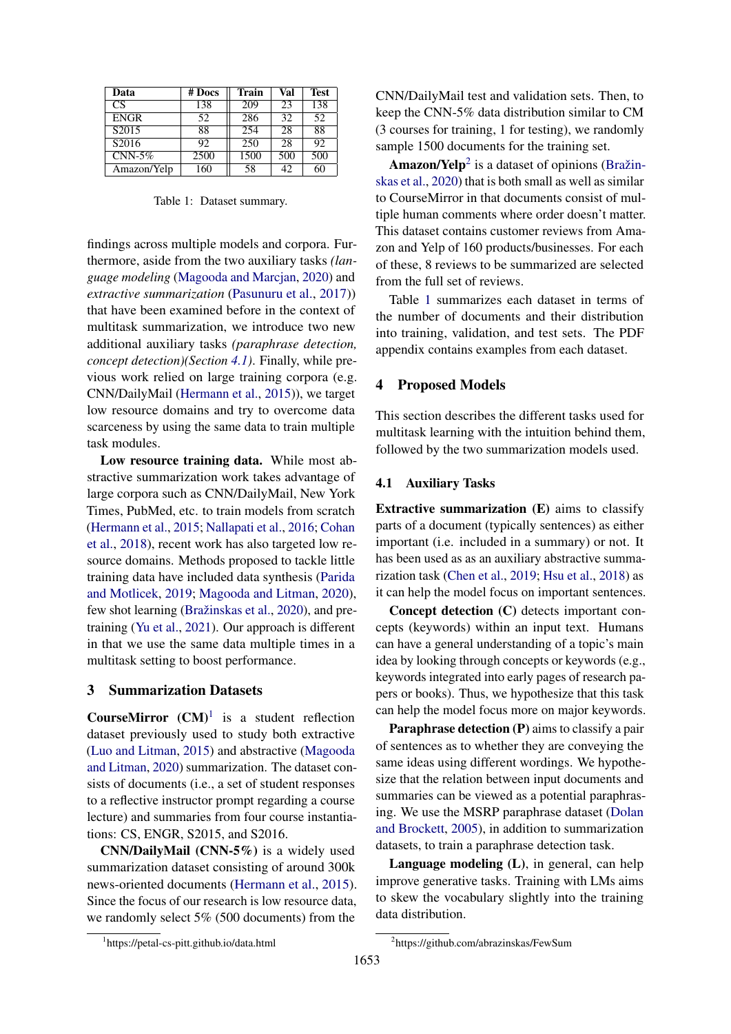| Data | # Docs | Train | Val | Test |
|---|---|---|---|---|
| CS | 138 | 209 | 23 | 138 |
| ENGR | 52 | 286 | 32 | 52 |
| S2015 | 88 | 254 | 28 | 88 |
| S2016 | 92 | 250 | 28 | 92 |
| CNN-5% | 2500 | 1500 | 500 | 500 |
| Amazon/Yelp | 160 | 58 | 42 | 60 |

Table 1: Dataset summary.

findings across multiple models and corpora. Furthermore, aside from the two auxiliary tasks *(language modeling* (Magooda and Marcjan, 2020) and *extractive summarization* (Pasunuru et al., 2017)) that have been examined before in the context of multitask summarization, we introduce two new additional auxiliary tasks *(paraphrase detection, concept detection)(Section 4.1)*. Finally, while previous work relied on large training corpora (e.g. CNN/DailyMail (Hermann et al., 2015)), we target low resource domains and try to overcome data scarceness by using the same data to train multiple task modules.

**Low resource training data.** While most abstractive summarization work takes advantage of large corpora such as CNN/DailyMail, New York Times, PubMed, etc. to train models from scratch (Hermann et al., 2015; Nallapati et al., 2016; Cohan et al., 2018), recent work has also targeted low resource domains. Methods proposed to tackle little training data have included data synthesis (Parida and Motlicek, 2019; Magooda and Litman, 2020), few shot learning (Bražinskas et al., 2020), and pretraining (Yu et al., 2021). Our approach is different in that we use the same data multiple times in a multitask setting to boost performance.

## 3 Summarization Datasets

**CourseMirror (CM)**[1] is a student reflection dataset previously used to study both extractive (Luo and Litman, 2015) and abstractive (Magooda and Litman, 2020) summarization. The dataset consists of documents (i.e., a set of student responses to a reflective instructor prompt regarding a course lecture) and summaries from four course instantiations: CS, ENGR, S2015, and S2016.

**CNN/DailyMail (CNN-5%)** is a widely used summarization dataset consisting of around 300k news-oriented documents (Hermann et al., 2015). Since the focus of our research is low resource data, we randomly select 5% (500 documents) from the CNN/DailyMail test and validation sets. Then, to keep the CNN-5% data distribution similar to CM (3 courses for training, 1 for testing), we randomly sample 1500 documents for the training set.

**Amazon/Yelp**[2] is a dataset of opinions (Bražinskas et al., 2020) that is both small as well as similar to CourseMirror in that documents consist of multiple human comments where order doesn't matter. This dataset contains customer reviews from Amazon and Yelp of 160 products/businesses. For each of these, 8 reviews to be summarized are selected from the full set of reviews.

Table 1 summarizes each dataset in terms of the number of documents and their distribution into training, validation, and test sets. The PDF appendix contains examples from each dataset.

## 4 Proposed Models

This section describes the different tasks used for multitask learning with the intuition behind them, followed by the two summarization models used.

### 4.1 Auxiliary Tasks

**Extractive summarization (E)** aims to classify parts of a document (typically sentences) as either important (i.e. included in a summary) or not. It has been used as as an auxiliary abstractive summarization task (Chen et al., 2019; Hsu et al., 2018) as it can help the model focus on important sentences.

**Concept detection (C)** detects important concepts (keywords) within an input text. Humans can have a general understanding of a topic's main idea by looking through concepts or keywords (e.g., keywords integrated into early pages of research papers or books). Thus, we hypothesize that this task can help the model focus more on major keywords.

**Paraphrase detection (P)** aims to classify a pair of sentences as to whether they are conveying the same ideas using different wordings. We hypothesize that the relation between input documents and summaries can be viewed as a potential paraphrasing. We use the MSRP paraphrase dataset (Dolan and Brockett, 2005), in addition to summarization datasets, to train a paraphrase detection task.

**Language modeling (L)**, in general, can help improve generative tasks. Training with LMs aims to skew the vocabulary slightly into the training data distribution.

[1] https://petal-cs-pitt.github.io/data.html

[2] https://github.com/abrazinskas/FewSum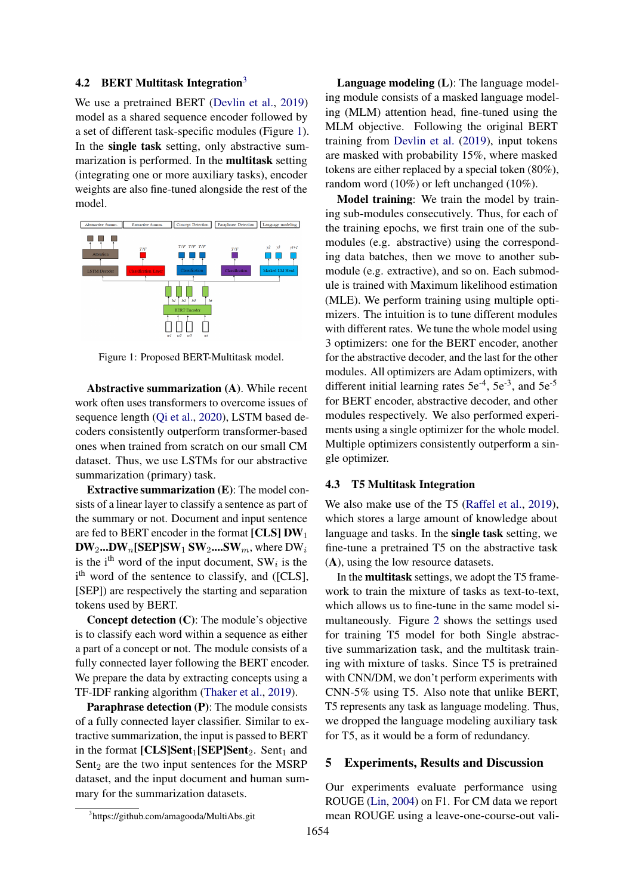### 4.2 BERT Multitask Integration[3]

We use a pretrained BERT (Devlin et al., 2019) model as a shared sequence encoder followed by a set of different task-specific modules (Figure 1). In the **single task** setting, only abstractive summarization is performed. In the **multitask** setting (integrating one or more auxiliary tasks), encoder weights are also fine-tuned alongside the rest of the model.

Figure 1: Proposed BERT-Multitask model.

**Abstractive summarization (A)**. While recent work often uses transformers to overcome issues of sequence length (Qi et al., 2020), LSTM based decoders consistently outperform transformer-based ones when trained from scratch on our small CM dataset. Thus, we use LSTMs for our abstractive summarization (primary) task.

**Extractive summarization (E)**: The model consists of a linear layer to classify a sentence as part of the summary or not. Document and input sentence are fed to BERT encoder in the format **[CLS] $DW_1$ $DW_2$...$DW_n$[SEP]$SW_1$ $SW_2$....$SW_m$**, where $DW_i$ is the i[th] word of the input document, $SW_i$ is the i[th] word of the sentence to classify, and ([CLS], [SEP]) are respectively the starting and separation tokens used by BERT.

**Concept detection (C)**: The module's objective is to classify each word within a sequence as either a part of a concept or not. The module consists of a fully connected layer following the BERT encoder. We prepare the data by extracting concepts using a TF-IDF ranking algorithm (Thaker et al., 2019).

**Paraphrase detection (P)**: The module consists of a fully connected layer classifier. Similar to extractive summarization, the input is passed to BERT in the format **[CLS]$Sent_1$[SEP]$Sent_2$**. $Sent_1$ and $Sent_2$ are the two input sentences for the MSRP dataset, and the input document and human summary for the summarization datasets.

**Language modeling (L)**: The language modeling module consists of a masked language modeling (MLM) attention head, fine-tuned using the MLM objective. Following the original BERT training from Devlin et al. (2019), input tokens are masked with probability 15%, where masked tokens are either replaced by a special token (80%), random word (10%) or left unchanged (10%).

**Model training**: We train the model by training sub-modules consecutively. Thus, for each of the training epochs, we first train one of the submodules (e.g. abstractive) using the corresponding data batches, then we move to another submodule (e.g. extractive), and so on. Each submodule is trained with Maximum likelihood estimation (MLE). We perform training using multiple optimizers. The intuition is to tune different modules with different rates. We tune the whole model using 3 optimizers: one for the BERT encoder, another for the abstractive decoder, and the last for the other modules. All optimizers are Adam optimizers, with different initial learning rates $5e^{-4}$, $5e^{-3}$, and $5e^{-5}$ for BERT encoder, abstractive decoder, and other modules respectively. We also performed experiments using a single optimizer for the whole model. Multiple optimizers consistently outperform a single optimizer.

### 4.3 T5 Multitask Integration

We also make use of the T5 (Raffel et al., 2019), which stores a large amount of knowledge about language and tasks. In the **single task** setting, we fine-tune a pretrained T5 on the abstractive task (**A**), using the low resource datasets.

In the **multitask** settings, we adopt the T5 framework to train the mixture of tasks as text-to-text, which allows us to fine-tune in the same model simultaneously. Figure 2 shows the settings used for training T5 model for both Single abstractive summarization task, and the multitask training with mixture of tasks. Since T5 is pretrained with CNN/DM, we don't perform experiments with CNN-5% using T5. Also note that unlike BERT, T5 represents any task as language modeling. Thus, we dropped the language modeling auxiliary task for T5, as it would be a form of redundancy.

## 5 Experiments, Results and Discussion

Our experiments evaluate performance using ROUGE (Lin, 2004) on F1. For CM data we report mean ROUGE using a leave-one-course-out vali-

[3] https://github.com/amagooda/MultiAbs.git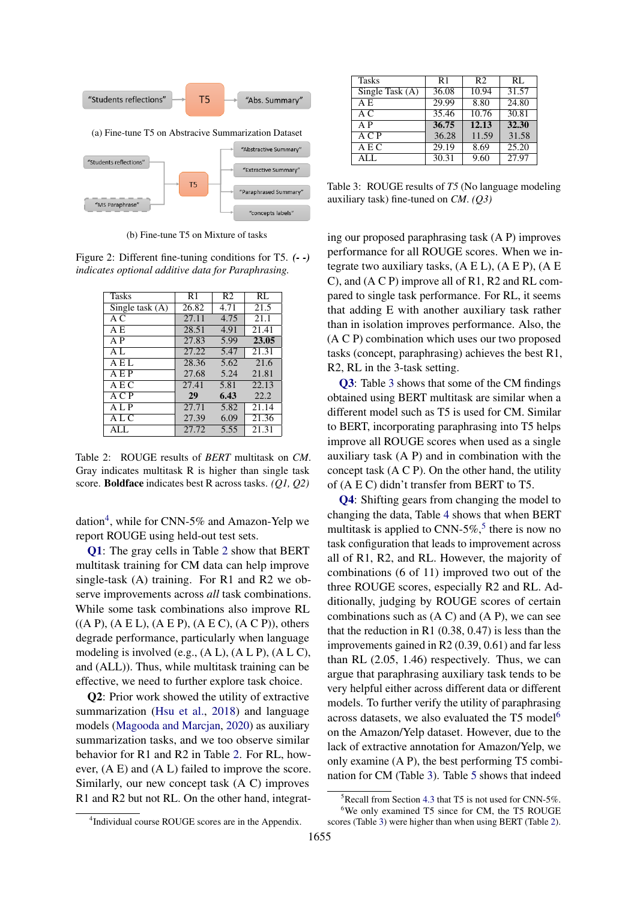"Students reflections" → T5 → "Abs. Summary"

(a) Fine-tune T5 on Abstracive Summarization Dataset

"Students reflections" / "MS Paraphrase" → T5 → "Abstractive Summary" / "Extractive Summary" / "Paraphrased Summary" / "concepts labels"

(b) Fine-tune T5 on Mixture of tasks

Figure 2: Different fine-tuning conditions for T5. *(- -) indicates optional additive data for Paraphrasing.*

| Tasks | R1 | R2 | RL |
|---|---|---|---|
| Single task (A) | 26.82 | 4.71 | 21.5 |
| A C | 27.11 | 4.75 | 21.1 |
| A E | 28.51 | 4.91 | 21.41 |
| A P | 27.83 | 5.99 | **23.05** |
| A L | 27.22 | 5.47 | 21.31 |
| A E L | 28.36 | 5.62 | 21.6 |
| A E P | 27.68 | 5.24 | 21.81 |
| A E C | 27.41 | 5.81 | 22.13 |
| A C P | **29** | **6.43** | 22.2 |
| A L P | 27.71 | 5.82 | 21.14 |
| A L C | 27.39 | 6.09 | 21.36 |
| ALL | 27.72 | 5.55 | 21.31 |

Table 2: ROUGE results of *BERT* multitask on *CM*. Gray indicates multitask R is higher than single task score. **Boldface** indicates best R across tasks. *(Q1, Q2)*

dation[4], while for CNN-5% and Amazon-Yelp we report ROUGE using held-out test sets.

**Q1**: The gray cells in Table 2 show that BERT multitask training for CM data can help improve single-task (A) training. For R1 and R2 we observe improvements across *all* task combinations. While some task combinations also improve RL ((A P), (A E L), (A E P), (A E C), (A C P)), others degrade performance, particularly when language modeling is involved (e.g., (A L), (A L P), (A L C), and (ALL)). Thus, while multitask training can be effective, we need to further explore task choice.

**Q2**: Prior work showed the utility of extractive summarization (Hsu et al., 2018) and language models (Magooda and Marcjan, 2020) as auxiliary summarization tasks, and we too observe similar behavior for R1 and R2 in Table 2. For RL, however, (A E) and (A L) failed to improve the score. Similarly, our new concept task (A C) improves R1 and R2 but not RL. On the other hand, integrating our proposed paraphrasing task (A P) improves performance for all ROUGE scores. When we integrate two auxiliary tasks, (A E L), (A E P), (A E C), and (A C P) improve all of R1, R2 and RL compared to single task performance. For RL, it seems that adding E with another auxiliary task rather than in isolation improves performance. Also, the (A C P) combination which uses our two proposed tasks (concept, paraphrasing) achieves the best R1, R2, RL in the 3-task setting.

[4]Individual course ROUGE scores are in the Appendix.

| Tasks | R1 | R2 | RL |
|---|---|---|---|
| Single Task (A) | 36.08 | 10.94 | 31.57 |
| A E | 29.99 | 8.80 | 24.80 |
| A C | 35.46 | 10.76 | 30.81 |
| A P | **36.75** | **12.13** | **32.30** |
| A C P | 36.28 | 11.59 | 31.58 |
| A E C | 29.19 | 8.69 | 25.20 |
| ALL | 30.31 | 9.60 | 27.97 |

Table 3: ROUGE results of *T5* (No language modeling auxiliary task) fine-tuned on *CM*. *(Q3)*

**Q3**: Table 3 shows that some of the CM findings obtained using BERT multitask are similar when a different model such as T5 is used for CM. Similar to BERT, incorporating paraphrasing into T5 helps improve all ROUGE scores when used as a single auxiliary task (A P) and in combination with the concept task (A C P). On the other hand, the utility of (A E C) didn't transfer from BERT to T5.

**Q4**: Shifting gears from changing the model to changing the data, Table 4 shows that when BERT multitask is applied to CNN-5%,[5] there is now no task configuration that leads to improvement across all of R1, R2, and RL. However, the majority of combinations (6 of 11) improved two out of the three ROUGE scores, especially R2 and RL. Additionally, judging by ROUGE scores of certain combinations such as (A C) and (A P), we can see that the reduction in R1 (0.38, 0.47) is less than the improvements gained in R2 (0.39, 0.61) and far less than RL (2.05, 1.46) respectively. Thus, we can argue that paraphrasing auxiliary task tends to be very helpful either across different data or different models. To further verify the utility of paraphrasing across datasets, we also evaluated the T5 model[6] on the Amazon/Yelp dataset. However, due to the lack of extractive annotation for Amazon/Yelp, we only examine (A P), the best performing T5 combination for CM (Table 3). Table 5 shows that indeed

[5]Recall from Section 4.3 that T5 is not used for CNN-5%.

[6]We only examined T5 since for CM, the T5 ROUGE scores (Table 3) were higher than when using BERT (Table 2).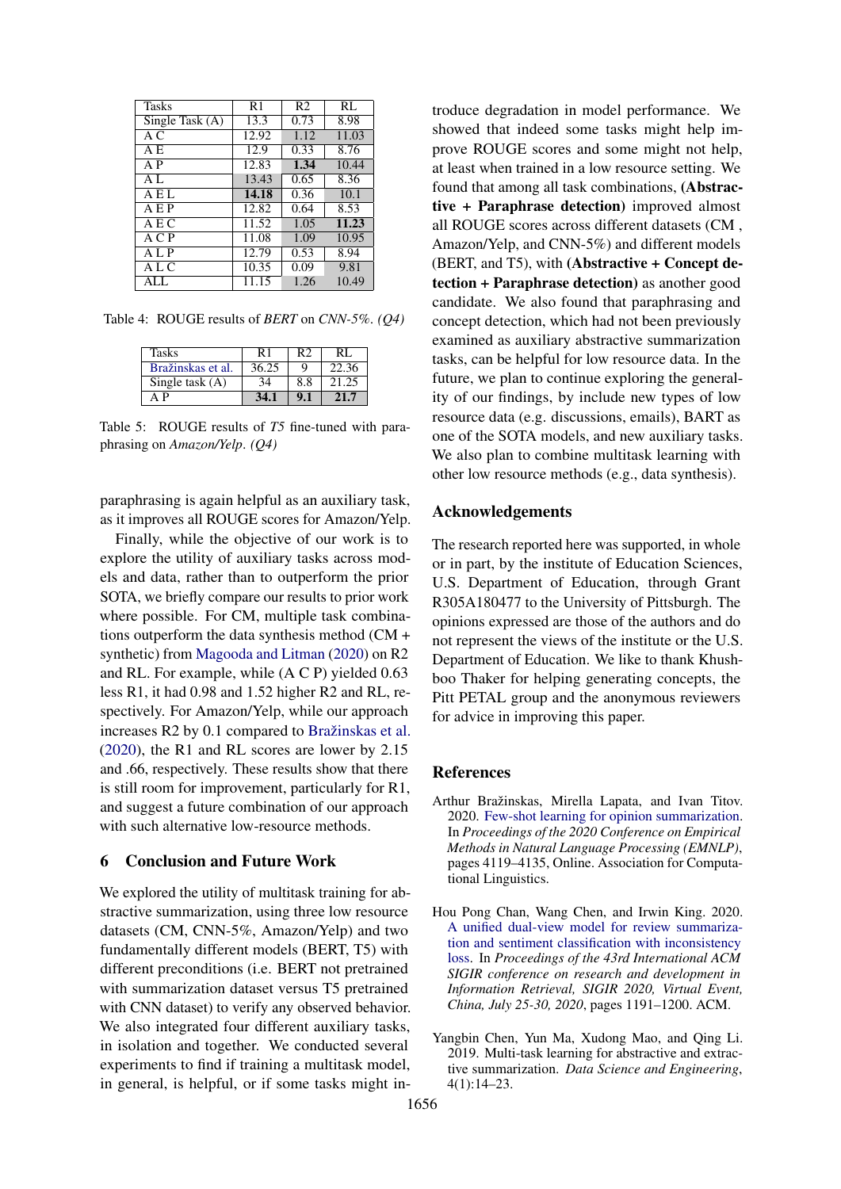| Tasks | R1 | R2 | RL |
|---|---|---|---|
| Single Task (A) | 13.3 | 0.73 | 8.98 |
| A C | 12.92 | 1.12 | 11.03 |
| A E | 12.9 | 0.33 | 8.76 |
| A P | 12.83 | **1.34** | 10.44 |
| A L | 13.43 | 0.65 | 8.36 |
| A E L | **14.18** | 0.36 | 10.1 |
| A E P | 12.82 | 0.64 | 8.53 |
| A E C | 11.52 | 1.05 | **11.23** |
| A C P | 11.08 | 1.09 | 10.95 |
| A L P | 12.79 | 0.53 | 8.94 |
| A L C | 10.35 | 0.09 | 9.81 |
| ALL | 11.15 | 1.26 | 10.49 |

Table 4: ROUGE results of *BERT* on *CNN-5%*. *(Q4)*

| Tasks | R1 | R2 | RL |
|---|---|---|---|
| Bražinskas et al. | 36.25 | 9 | 22.36 |
| Single task (A) | 34 | 8.8 | 21.25 |
| A P | **34.1** | **9.1** | **21.7** |

Table 5: ROUGE results of *T5* fine-tuned with paraphrasing on *Amazon/Yelp*. *(Q4)*

paraphrasing is again helpful as an auxiliary task, as it improves all ROUGE scores for Amazon/Yelp.

Finally, while the objective of our work is to explore the utility of auxiliary tasks across models and data, rather than to outperform the prior SOTA, we briefly compare our results to prior work where possible. For CM, multiple task combinations outperform the data synthesis method (CM + synthetic) from Magooda and Litman (2020) on R2 and RL. For example, while (A C P) yielded 0.63 less R1, it had 0.98 and 1.52 higher R2 and RL, respectively. For Amazon/Yelp, while our approach increases R2 by 0.1 compared to Bražinskas et al. (2020), the R1 and RL scores are lower by 2.15 and .66, respectively. These results show that there is still room for improvement, particularly for R1, and suggest a future combination of our approach with such alternative low-resource methods.

## 6 Conclusion and Future Work

We explored the utility of multitask training for abstractive summarization, using three low resource datasets (CM, CNN-5%, Amazon/Yelp) and two fundamentally different models (BERT, T5) with different preconditions (i.e. BERT not pretrained with summarization dataset versus T5 pretrained with CNN dataset) to verify any observed behavior. We also integrated four different auxiliary tasks, in isolation and together. We conducted several experiments to find if training a multitask model, in general, is helpful, or if some tasks might introduce degradation in model performance. We showed that indeed some tasks might help improve ROUGE scores and some might not help, at least when trained in a low resource setting. We found that among all task combinations, **(Abstractive + Paraphrase detection)** improved almost all ROUGE scores across different datasets (CM , Amazon/Yelp, and CNN-5%) and different models (BERT, and T5), with **(Abstractive + Concept detection + Paraphrase detection)** as another good candidate. We also found that paraphrasing and concept detection, which had not been previously examined as auxiliary abstractive summarization tasks, can be helpful for low resource data. In the future, we plan to continue exploring the generality of our findings, by include new types of low resource data (e.g. discussions, emails), BART as one of the SOTA models, and new auxiliary tasks. We also plan to combine multitask learning with other low resource methods (e.g., data synthesis).

## Acknowledgements

The research reported here was supported, in whole or in part, by the institute of Education Sciences, U.S. Department of Education, through Grant R305A180477 to the University of Pittsburgh. The opinions expressed are those of the authors and do not represent the views of the institute or the U.S. Department of Education. We like to thank Khushboo Thaker for helping generating concepts, the Pitt PETAL group and the anonymous reviewers for advice in improving this paper.

## References

Arthur Bražinskas, Mirella Lapata, and Ivan Titov. 2020. Few-shot learning for opinion summarization. In *Proceedings of the 2020 Conference on Empirical Methods in Natural Language Processing (EMNLP)*, pages 4119–4135, Online. Association for Computational Linguistics.

Hou Pong Chan, Wang Chen, and Irwin King. 2020. A unified dual-view model for review summarization and sentiment classification with inconsistency loss. In *Proceedings of the 43rd International ACM SIGIR conference on research and development in Information Retrieval, SIGIR 2020, Virtual Event, China, July 25-30, 2020*, pages 1191–1200. ACM.

Yangbin Chen, Yun Ma, Xudong Mao, and Qing Li. 2019. Multi-task learning for abstractive and extractive summarization. *Data Science and Engineering*, 4(1):14–23.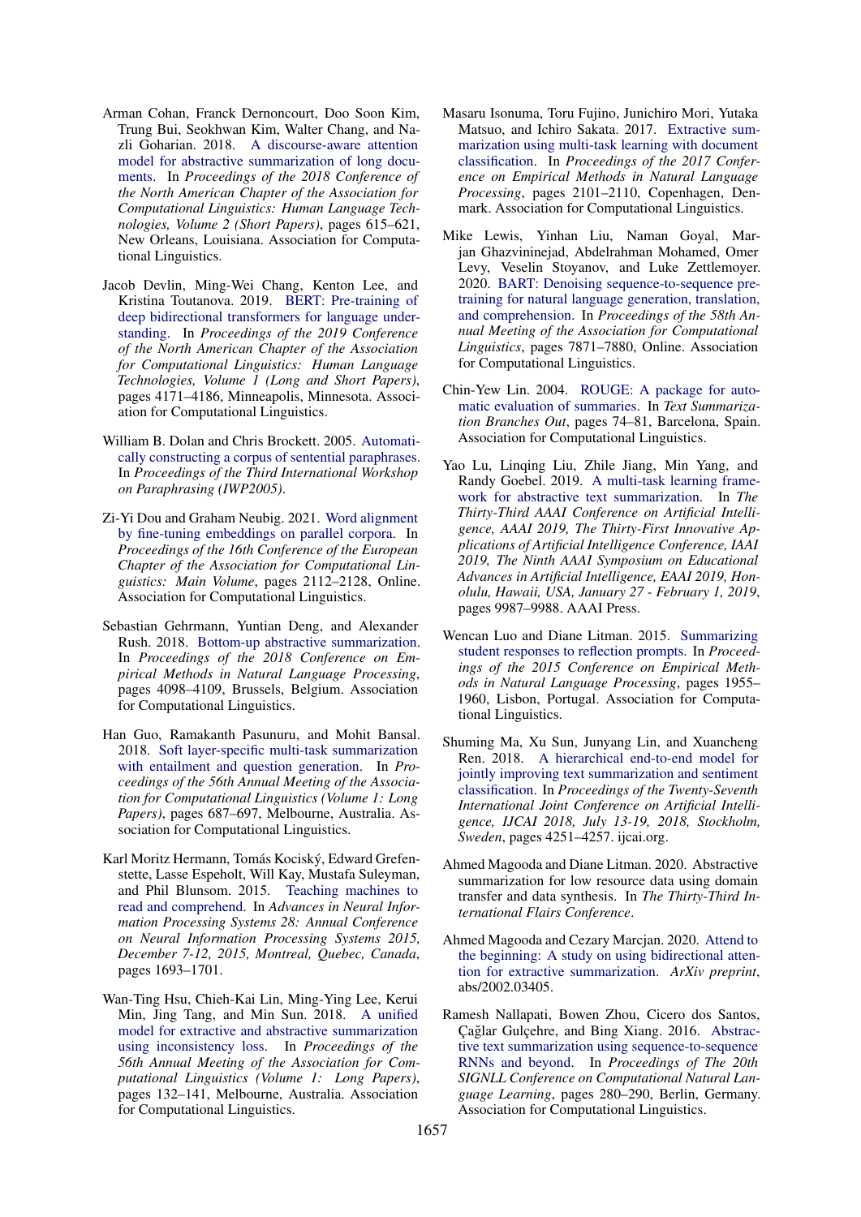Arman Cohan, Franck Dernoncourt, Doo Soon Kim, Trung Bui, Seokhwan Kim, Walter Chang, and Nazli Goharian. 2018. A discourse-aware attention model for abstractive summarization of long documents. In *Proceedings of the 2018 Conference of the North American Chapter of the Association for Computational Linguistics: Human Language Technologies, Volume 2 (Short Papers)*, pages 615–621, New Orleans, Louisiana. Association for Computational Linguistics.

Jacob Devlin, Ming-Wei Chang, Kenton Lee, and Kristina Toutanova. 2019. BERT: Pre-training of deep bidirectional transformers for language understanding. In *Proceedings of the 2019 Conference of the North American Chapter of the Association for Computational Linguistics: Human Language Technologies, Volume 1 (Long and Short Papers)*, pages 4171–4186, Minneapolis, Minnesota. Association for Computational Linguistics.

William B. Dolan and Chris Brockett. 2005. Automatically constructing a corpus of sentential paraphrases. In *Proceedings of the Third International Workshop on Paraphrasing (IWP2005)*.

Zi-Yi Dou and Graham Neubig. 2021. Word alignment by fine-tuning embeddings on parallel corpora. In *Proceedings of the 16th Conference of the European Chapter of the Association for Computational Linguistics: Main Volume*, pages 2112–2128, Online. Association for Computational Linguistics.

Sebastian Gehrmann, Yuntian Deng, and Alexander Rush. 2018. Bottom-up abstractive summarization. In *Proceedings of the 2018 Conference on Empirical Methods in Natural Language Processing*, pages 4098–4109, Brussels, Belgium. Association for Computational Linguistics.

Han Guo, Ramakanth Pasunuru, and Mohit Bansal. 2018. Soft layer-specific multi-task summarization with entailment and question generation. In *Proceedings of the 56th Annual Meeting of the Association for Computational Linguistics (Volume 1: Long Papers)*, pages 687–697, Melbourne, Australia. Association for Computational Linguistics.

Karl Moritz Hermann, Tomás Kociský, Edward Grefenstette, Lasse Espeholt, Will Kay, Mustafa Suleyman, and Phil Blunsom. 2015. Teaching machines to read and comprehend. In *Advances in Neural Information Processing Systems 28: Annual Conference on Neural Information Processing Systems 2015, December 7-12, 2015, Montreal, Quebec, Canada*, pages 1693–1701.

Wan-Ting Hsu, Chieh-Kai Lin, Ming-Ying Lee, Kerui Min, Jing Tang, and Min Sun. 2018. A unified model for extractive and abstractive summarization using inconsistency loss. In *Proceedings of the 56th Annual Meeting of the Association for Computational Linguistics (Volume 1: Long Papers)*, pages 132–141, Melbourne, Australia. Association for Computational Linguistics.

Masaru Isonuma, Toru Fujino, Junichiro Mori, Yutaka Matsuo, and Ichiro Sakata. 2017. Extractive summarization using multi-task learning with document classification. In *Proceedings of the 2017 Conference on Empirical Methods in Natural Language Processing*, pages 2101–2110, Copenhagen, Denmark. Association for Computational Linguistics.

Mike Lewis, Yinhan Liu, Naman Goyal, Marjan Ghazvininejad, Abdelrahman Mohamed, Omer Levy, Veselin Stoyanov, and Luke Zettlemoyer. 2020. BART: Denoising sequence-to-sequence pre-training for natural language generation, translation, and comprehension. In *Proceedings of the 58th Annual Meeting of the Association for Computational Linguistics*, pages 7871–7880, Online. Association for Computational Linguistics.

Chin-Yew Lin. 2004. ROUGE: A package for automatic evaluation of summaries. In *Text Summarization Branches Out*, pages 74–81, Barcelona, Spain. Association for Computational Linguistics.

Yao Lu, Linqing Liu, Zhile Jiang, Min Yang, and Randy Goebel. 2019. A multi-task learning framework for abstractive text summarization. In *The Thirty-Third AAAI Conference on Artificial Intelligence, AAAI 2019, The Thirty-First Innovative Applications of Artificial Intelligence Conference, IAAI 2019, The Ninth AAAI Symposium on Educational Advances in Artificial Intelligence, EAAI 2019, Honolulu, Hawaii, USA, January 27 - February 1, 2019*, pages 9987–9988. AAAI Press.

Wencan Luo and Diane Litman. 2015. Summarizing student responses to reflection prompts. In *Proceedings of the 2015 Conference on Empirical Methods in Natural Language Processing*, pages 1955–1960, Lisbon, Portugal. Association for Computational Linguistics.

Shuming Ma, Xu Sun, Junyang Lin, and Xuancheng Ren. 2018. A hierarchical end-to-end model for jointly improving text summarization and sentiment classification. In *Proceedings of the Twenty-Seventh International Joint Conference on Artificial Intelligence, IJCAI 2018, July 13-19, 2018, Stockholm, Sweden*, pages 4251–4257. ijcai.org.

Ahmed Magooda and Diane Litman. 2020. Abstractive summarization for low resource data using domain transfer and data synthesis. In *The Thirty-Third International Flairs Conference*.

Ahmed Magooda and Cezary Marcjan. 2020. Attend to the beginning: A study on using bidirectional attention for extractive summarization. *ArXiv preprint*, abs/2002.03405.

Ramesh Nallapati, Bowen Zhou, Cicero dos Santos, Çağlar Gulçehre, and Bing Xiang. 2016. Abstractive text summarization using sequence-to-sequence RNNs and beyond. In *Proceedings of The 20th SIGNLL Conference on Computational Natural Language Learning*, pages 280–290, Berlin, Germany. Association for Computational Linguistics.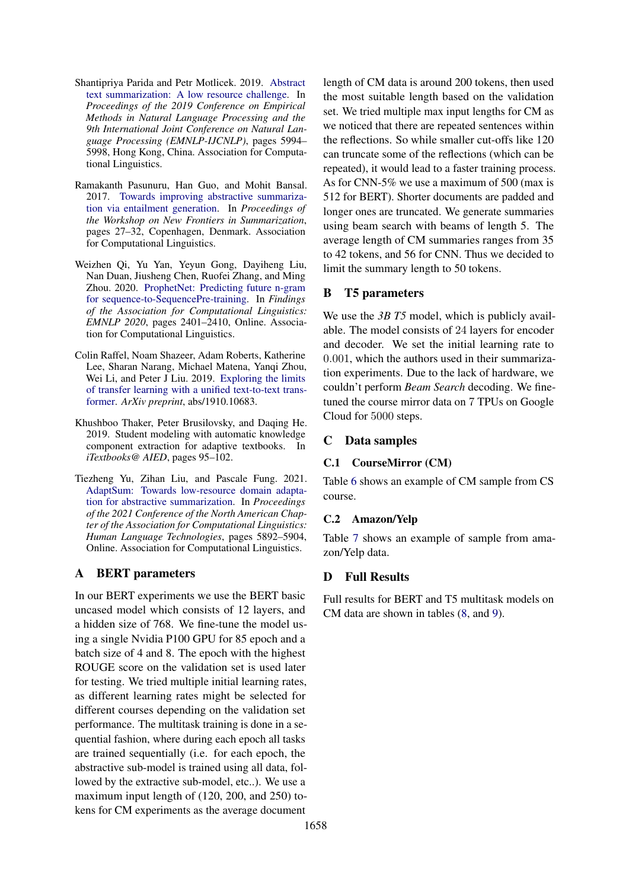Shantipriya Parida and Petr Motlicek. 2019. Abstract text summarization: A low resource challenge. In *Proceedings of the 2019 Conference on Empirical Methods in Natural Language Processing and the 9th International Joint Conference on Natural Language Processing (EMNLP-IJCNLP)*, pages 5994–5998, Hong Kong, China. Association for Computational Linguistics.

Ramakanth Pasunuru, Han Guo, and Mohit Bansal. 2017. Towards improving abstractive summarization via entailment generation. In *Proceedings of the Workshop on New Frontiers in Summarization*, pages 27–32, Copenhagen, Denmark. Association for Computational Linguistics.

Weizhen Qi, Yu Yan, Yeyun Gong, Dayiheng Liu, Nan Duan, Jiusheng Chen, Ruofei Zhang, and Ming Zhou. 2020. ProphetNet: Predicting future n-gram for sequence-to-SequencePre-training. In *Findings of the Association for Computational Linguistics: EMNLP 2020*, pages 2401–2410, Online. Association for Computational Linguistics.

Colin Raffel, Noam Shazeer, Adam Roberts, Katherine Lee, Sharan Narang, Michael Matena, Yanqi Zhou, Wei Li, and Peter J Liu. 2019. Exploring the limits of transfer learning with a unified text-to-text transformer. *ArXiv preprint*, abs/1910.10683.

Khushboo Thaker, Peter Brusilovsky, and Daqing He. 2019. Student modeling with automatic knowledge component extraction for adaptive textbooks. In *iTextbooks@ AIED*, pages 95–102.

Tiezheng Yu, Zihan Liu, and Pascale Fung. 2021. AdaptSum: Towards low-resource domain adaptation for abstractive summarization. In *Proceedings of the 2021 Conference of the North American Chapter of the Association for Computational Linguistics: Human Language Technologies*, pages 5892–5904, Online. Association for Computational Linguistics.

## A BERT parameters

In our BERT experiments we use the BERT basic uncased model which consists of 12 layers, and a hidden size of 768. We fine-tune the model using a single Nvidia P100 GPU for 85 epoch and a batch size of 4 and 8. The epoch with the highest ROUGE score on the validation set is used later for testing. We tried multiple initial learning rates, as different learning rates might be selected for different courses depending on the validation set performance. The multitask training is done in a sequential fashion, where during each epoch all tasks are trained sequentially (i.e. for each epoch, the abstractive sub-model is trained using all data, followed by the extractive sub-model, etc..). We use a maximum input length of (120, 200, and 250) tokens for CM experiments as the average document length of CM data is around 200 tokens, then used the most suitable length based on the validation set. We tried multiple max input lengths for CM as we noticed that there are repeated sentences within the reflections. So while smaller cut-offs like 120 can truncate some of the reflections (which can be repeated), it would lead to a faster training process. As for CNN-5% we use a maximum of 500 (max is 512 for BERT). Shorter documents are padded and longer ones are truncated. We generate summaries using beam search with beams of length 5. The average length of CM summaries ranges from 35 to 42 tokens, and 56 for CNN. Thus we decided to limit the summary length to 50 tokens.

## B T5 parameters

We use the *3B T5* model, which is publicly available. The model consists of 24 layers for encoder and decoder. We set the initial learning rate to $0.001$, which the authors used in their summarization experiments. Due to the lack of hardware, we couldn't perform *Beam Search* decoding. We fine-tuned the course mirror data on 7 TPUs on Google Cloud for $5000$ steps.

## C Data samples

### C.1 CourseMirror (CM)

Table 6 shows an example of CM sample from CS course.

### C.2 Amazon/Yelp

Table 7 shows an example of sample from amazon/Yelp data.

## D Full Results

Full results for BERT and T5 multitask models on CM data are shown in tables (8, and 9).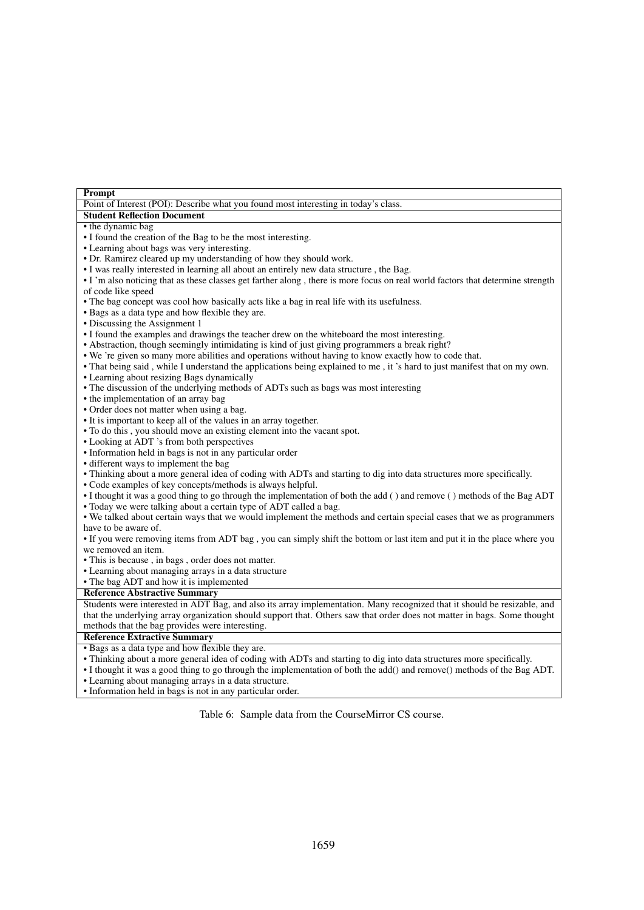| **Prompt** |
|---|
| Point of Interest (POI): Describe what you found most interesting in today's class. |
| **Student Reflection Document** |
| • the dynamic bag<br>• I found the creation of the Bag to be the most interesting.<br>• Learning about bags was very interesting.<br>• Dr. Ramirez cleared up my understanding of how they should work.<br>• I was really interested in learning all about an entirely new data structure , the Bag.<br>• I 'm also noticing that as these classes get farther along , there is more focus on real world factors that determine strength of code like speed<br>• The bag concept was cool how basically acts like a bag in real life with its usefulness.<br>• Bags as a data type and how flexible they are.<br>• Discussing the Assignment 1<br>• I found the examples and drawings the teacher drew on the whiteboard the most interesting.<br>• Abstraction, though seemingly intimidating is kind of just giving programmers a break right?<br>• We 're given so many more abilities and operations without having to know exactly how to code that.<br>• That being said , while I understand the applications being explained to me , it 's hard to just manifest that on my own.<br>• Learning about resizing Bags dynamically<br>• The discussion of the underlying methods of ADTs such as bags was most interesting<br>• the implementation of an array bag<br>• Order does not matter when using a bag.<br>• It is important to keep all of the values in an array together.<br>• To do this , you should move an existing element into the vacant spot.<br>• Looking at ADT 's from both perspectives<br>• Information held in bags is not in any particular order<br>• different ways to implement the bag<br>• Thinking about a more general idea of coding with ADTs and starting to dig into data structures more specifically.<br>• Code examples of key concepts/methods is always helpful.<br>• I thought it was a good thing to go through the implementation of both the add ( ) and remove ( ) methods of the Bag ADT<br>• Today we were talking about a certain type of ADT called a bag.<br>• We talked about certain ways that we would implement the methods and certain special cases that we as programmers have to be aware of.<br>• If you were removing items from ADT bag , you can simply shift the bottom or last item and put it in the place where you we removed an item.<br>• This is because , in bags , order does not matter.<br>• Learning about managing arrays in a data structure<br>• The bag ADT and how it is implemented |
| **Reference Abstractive Summary** |
| Students were interested in ADT Bag, and also its array implementation. Many recognized that it should be resizable, and that the underlying array organization should support that. Others saw that order does not matter in bags. Some thought methods that the bag provides were interesting. |
| **Reference Extractive Summary** |
| • Bags as a data type and how flexible they are.<br>• Thinking about a more general idea of coding with ADTs and starting to dig into data structures more specifically.<br>• I thought it was a good thing to go through the implementation of both the add() and remove() methods of the Bag ADT.<br>• Learning about managing arrays in a data structure.<br>• Information held in bags is not in any particular order. |

Table 6: Sample data from the CourseMirror CS course.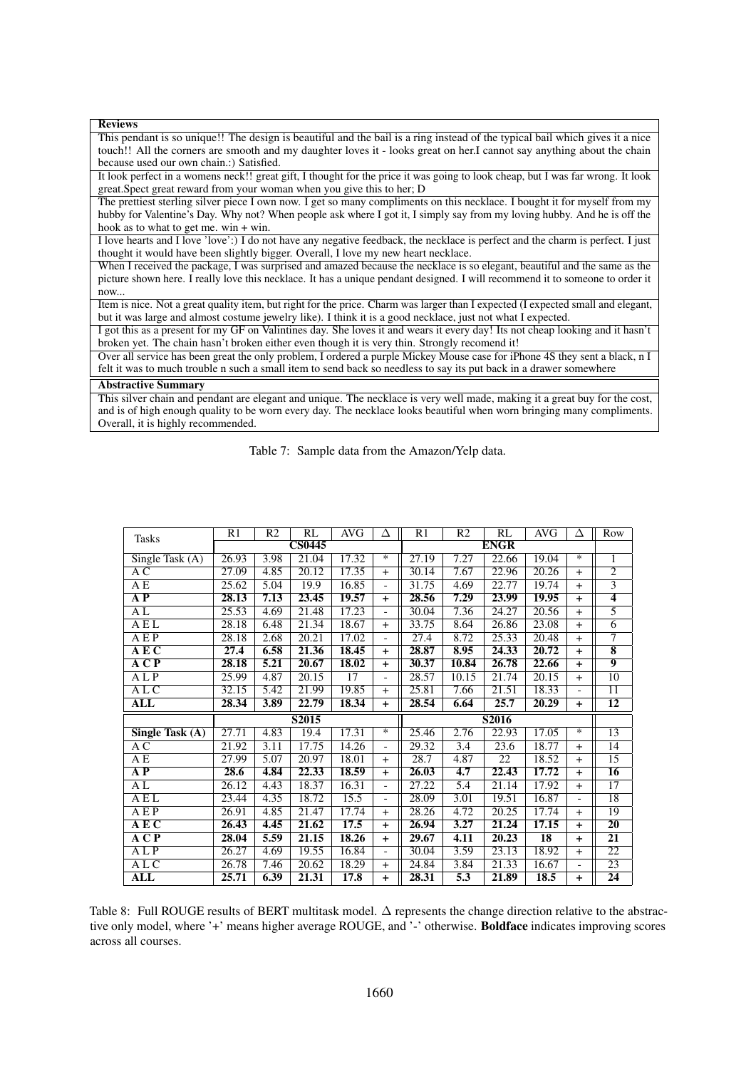| Reviews |
|---|
| This pendant is so unique!! The design is beautiful and the bail is a ring instead of the typical bail which gives it a nice touch!! All the corners are smooth and my daughter loves it - looks great on her.I cannot say anything about the chain because used our own chain.:) Satisfied. |
| It look perfect in a womens neck!! great gift, I thought for the price it was going to look cheap, but I was far wrong. It look great.Spect great reward from your woman when you give this to her; D |
| The prettiest sterling silver piece I own now. I get so many compliments on this necklace. I bought it for myself from my hubby for Valentine's Day. Why not? When people ask where I got it, I simply say from my loving hubby. And he is off the hook as to what to get me. win + win. |
| I love hearts and I love 'love':) I do not have any negative feedback, the necklace is perfect and the charm is perfect. I just thought it would have been slightly bigger. Overall, I love my new heart necklace. |
| When I received the package, I was surprised and amazed because the necklace is so elegant, beautiful and the same as the picture shown here. I really love this necklace. It has a unique pendant designed. I will recommend it to someone to order it now... |
| Item is nice. Not a great quality item, but right for the price. Charm was larger than I expected (I expected small and elegant, but it was large and almost costume jewelry like). I think it is a good necklace, just not what I expected. |
| I got this as a present for my GF on Valintines day. She loves it and wears it every day! Its not cheap looking and it hasn't broken yet. The chain hasn't broken either even though it is very thin. Strongly recomend it! |
| Over all service has been great the only problem, I ordered a purple Mickey Mouse case for iPhone 4S they sent a black, n I felt it was to much trouble n such a small item to send back so needless to say its put back in a drawer somewhere |
| **Abstractive Summary** |
| This silver chain and pendant are elegant and unique. The necklace is very well made, making it a great buy for the cost, and is of high enough quality to be worn every day. The necklace looks beautiful when worn bringing many compliments. Overall, it is highly recommended. |

Table 7: Sample data from the Amazon/Yelp data.

| Tasks | R1 | R2 | RL | AVG | Δ | R1 | R2 | RL | AVG | Δ | Row |
|---|---|---|---|---|---|---|---|---|---|---|---|
| | **CS0445** | | | | | **ENGR** | | | | | |
| Single Task (A) | 26.93 | 3.98 | 21.04 | 17.32 | * | 27.19 | 7.27 | 22.66 | 19.04 | * | 1 |
| A C | 27.09 | 4.85 | 20.12 | 17.35 | + | 30.14 | 7.67 | 22.96 | 20.26 | + | 2 |
| A E | 25.62 | 5.04 | 19.9 | 16.85 | - | 31.75 | 4.69 | 22.77 | 19.74 | + | 3 |
| **A P** | **28.13** | **7.13** | **23.45** | **19.57** | **+** | **28.56** | **7.29** | **23.99** | **19.95** | **+** | **4** |
| A L | 25.53 | 4.69 | 21.48 | 17.23 | - | 30.04 | 7.36 | 24.27 | 20.56 | + | 5 |
| A E L | 28.18 | 6.48 | 21.34 | 18.67 | + | 33.75 | 8.64 | 26.86 | 23.08 | + | 6 |
| A E P | 28.18 | 2.68 | 20.21 | 17.02 | - | 27.4 | 8.72 | 25.33 | 20.48 | + | 7 |
| **A E C** | **27.4** | **6.58** | **21.36** | **18.45** | **+** | **28.87** | **8.95** | **24.33** | **20.72** | **+** | **8** |
| **A C P** | **28.18** | **5.21** | **20.67** | **18.02** | **+** | **30.37** | **10.84** | **26.78** | **22.66** | **+** | **9** |
| A L P | 25.99 | 4.87 | 20.15 | 17 | - | 28.57 | 10.15 | 21.74 | 20.15 | + | 10 |
| A L C | 32.15 | 5.42 | 21.99 | 19.85 | + | 25.81 | 7.66 | 21.51 | 18.33 | - | 11 |
| **ALL** | **28.34** | **3.89** | **22.79** | **18.34** | **+** | **28.54** | **6.64** | **25.7** | **20.29** | **+** | **12** |
| | **S2015** | | | | | **S2016** | | | | | |
| **Single Task (A)** | 27.71 | 4.83 | 19.4 | 17.31 | * | 25.46 | 2.76 | 22.93 | 17.05 | * | 13 |
| A C | 21.92 | 3.11 | 17.75 | 14.26 | - | 29.32 | 3.4 | 23.6 | 18.77 | + | 14 |
| A E | 27.99 | 5.07 | 20.97 | 18.01 | + | 28.7 | 4.87 | 22 | 18.52 | + | 15 |
| **A P** | **28.6** | **4.84** | **22.33** | **18.59** | **+** | **26.03** | **4.7** | **22.43** | **17.72** | **+** | **16** |
| A L | 26.12 | 4.43 | 18.37 | 16.31 | - | 27.22 | 5.4 | 21.14 | 17.92 | + | 17 |
| A E L | 23.44 | 4.35 | 18.72 | 15.5 | - | 28.09 | 3.01 | 19.51 | 16.87 | - | 18 |
| A E P | 26.91 | 4.85 | 21.47 | 17.74 | + | 28.26 | 4.72 | 20.25 | 17.74 | + | 19 |
| **A E C** | **26.43** | **4.45** | **21.62** | **17.5** | **+** | **26.94** | **3.27** | **21.24** | **17.15** | **+** | **20** |
| **A C P** | **28.04** | **5.59** | **21.15** | **18.26** | **+** | **29.67** | **4.11** | **20.23** | **18** | **+** | **21** |
| A L P | 26.27 | 4.69 | 19.55 | 16.84 | - | 30.04 | 3.59 | 23.13 | 18.92 | + | 22 |
| A L C | 26.78 | 7.46 | 20.62 | 18.29 | + | 24.84 | 3.84 | 21.33 | 16.67 | - | 23 |
| **ALL** | **25.71** | **6.39** | **21.31** | **17.8** | **+** | **28.31** | **5.3** | **21.89** | **18.5** | **+** | **24** |

Table 8: Full ROUGE results of BERT multitask model. Δ represents the change direction relative to the abstractive only model, where '+' means higher average ROUGE, and '-' otherwise. **Boldface** indicates improving scores across all courses.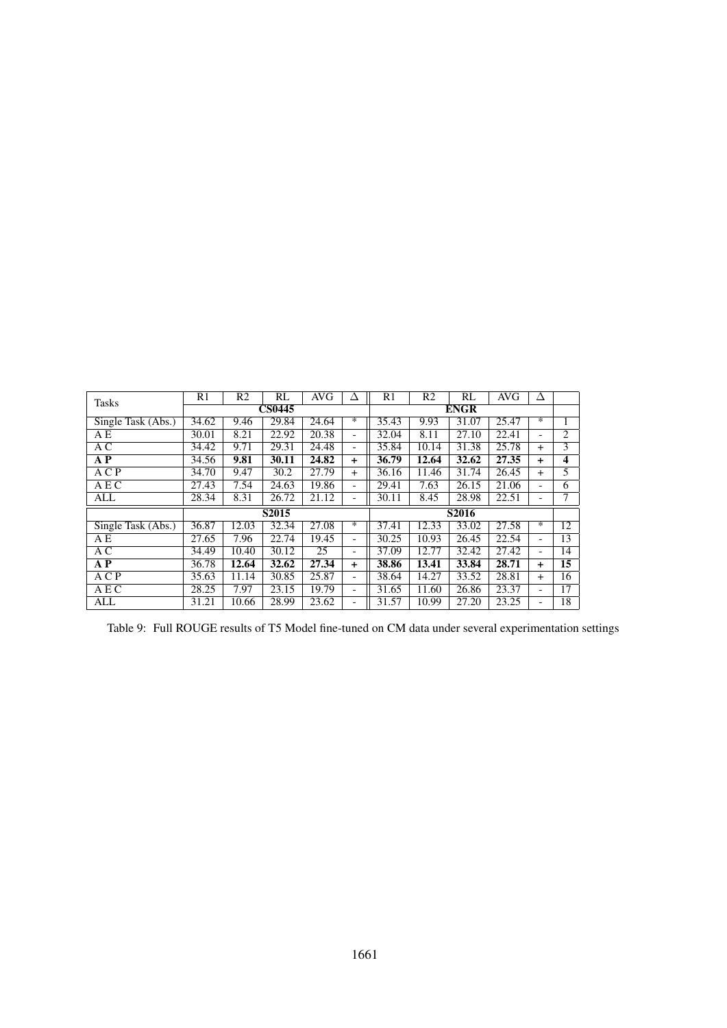| Tasks | R1 | R2 | RL | AVG | Δ | R1 | R2 | RL | AVG | Δ | |
|---|---|---|---|---|---|---|---|---|---|---|---|
| | | | **CS0445** | | | | | **ENGR** | | | |
| Single Task (Abs.) | 34.62 | 9.46 | 29.84 | 24.64 | * | 35.43 | 9.93 | 31.07 | 25.47 | * | 1 |
| A E | 30.01 | 8.21 | 22.92 | 20.38 | - | 32.04 | 8.11 | 27.10 | 22.41 | - | 2 |
| A C | 34.42 | 9.71 | 29.31 | 24.48 | - | 35.84 | 10.14 | 31.38 | 25.78 | + | 3 |
| **A P** | 34.56 | **9.81** | **30.11** | **24.82** | **+** | **36.79** | **12.64** | **32.62** | **27.35** | **+** | **4** |
| A C P | 34.70 | 9.47 | 30.2 | 27.79 | + | 36.16 | 11.46 | 31.74 | 26.45 | + | 5 |
| A E C | 27.43 | 7.54 | 24.63 | 19.86 | - | 29.41 | 7.63 | 26.15 | 21.06 | - | 6 |
| ALL | 28.34 | 8.31 | 26.72 | 21.12 | - | 30.11 | 8.45 | 28.98 | 22.51 | - | 7 |
| | | | **S2015** | | | | | **S2016** | | | |
| Single Task (Abs.) | 36.87 | 12.03 | 32.34 | 27.08 | * | 37.41 | 12.33 | 33.02 | 27.58 | * | 12 |
| A E | 27.65 | 7.96 | 22.74 | 19.45 | - | 30.25 | 10.93 | 26.45 | 22.54 | - | 13 |
| A C | 34.49 | 10.40 | 30.12 | 25 | - | 37.09 | 12.77 | 32.42 | 27.42 | - | 14 |
| **A P** | 36.78 | **12.64** | **32.62** | **27.34** | **+** | **38.86** | **13.41** | **33.84** | **28.71** | **+** | **15** |
| A C P | 35.63 | 11.14 | 30.85 | 25.87 | - | 38.64 | 14.27 | 33.52 | 28.81 | + | 16 |
| A E C | 28.25 | 7.97 | 23.15 | 19.79 | - | 31.65 | 11.60 | 26.86 | 23.37 | - | 17 |
| ALL | 31.21 | 10.66 | 28.99 | 23.62 | - | 31.57 | 10.99 | 27.20 | 23.25 | - | 18 |

Table 9: Full ROUGE results of T5 Model fine-tuned on CM data under several experimentation settings